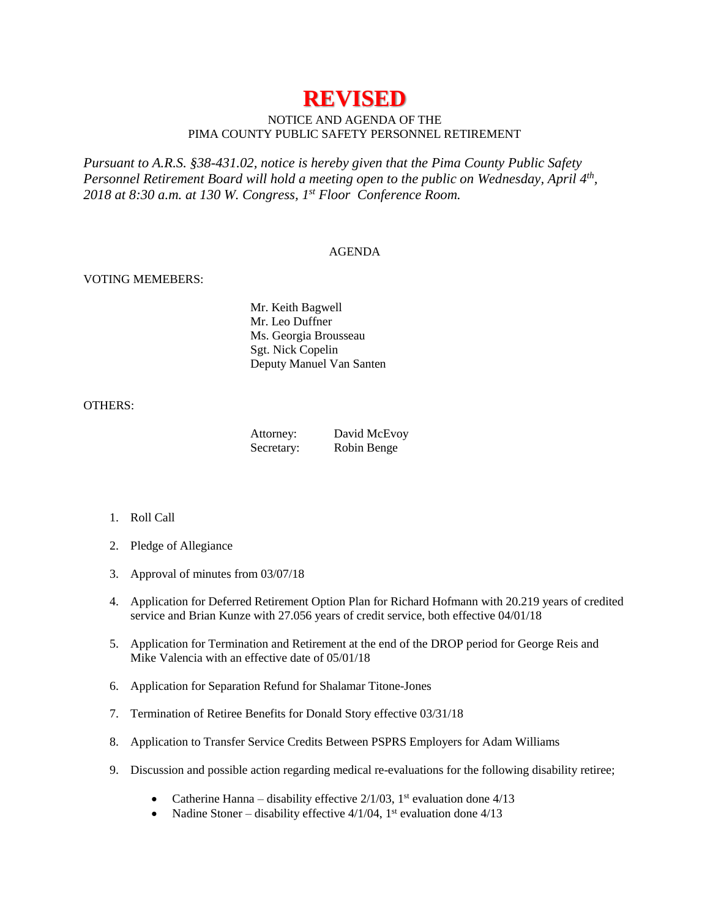# REVISED

NOTICE AND AGENDA OF THE
PIMA COUNTY PUBLIC SAFETY PERSONNEL RETIREMENT

*Pursuant to A.R.S. §38-431.02, notice is hereby given that the Pima County Public Safety Personnel Retirement Board will hold a meeting open to the public on Wednesday, April 4th, 2018 at 8:30 a.m. at 130 W. Congress, 1st Floor Conference Room.*

AGENDA

VOTING MEMEBERS:

Mr. Keith Bagwell
Mr. Leo Duffner
Ms. Georgia Brousseau
Sgt. Nick Copelin
Deputy Manuel Van Santen

OTHERS:

Attorney: David McEvoy
Secretary: Robin Benge

1. Roll Call
2. Pledge of Allegiance
3. Approval of minutes from 03/07/18
4. Application for Deferred Retirement Option Plan for Richard Hofmann with 20.219 years of credited service and Brian Kunze with 27.056 years of credit service, both effective 04/01/18
5. Application for Termination and Retirement at the end of the DROP period for George Reis and Mike Valencia with an effective date of 05/01/18
6. Application for Separation Refund for Shalamar Titone-Jones
7. Termination of Retiree Benefits for Donald Story effective 03/31/18
8. Application to Transfer Service Credits Between PSPRS Employers for Adam Williams
9. Discussion and possible action regarding medical re-evaluations for the following disability retiree;
    - Catherine Hanna – disability effective 2/1/03, 1st evaluation done 4/13
    - Nadine Stoner – disability effective 4/1/04, 1st evaluation done 4/13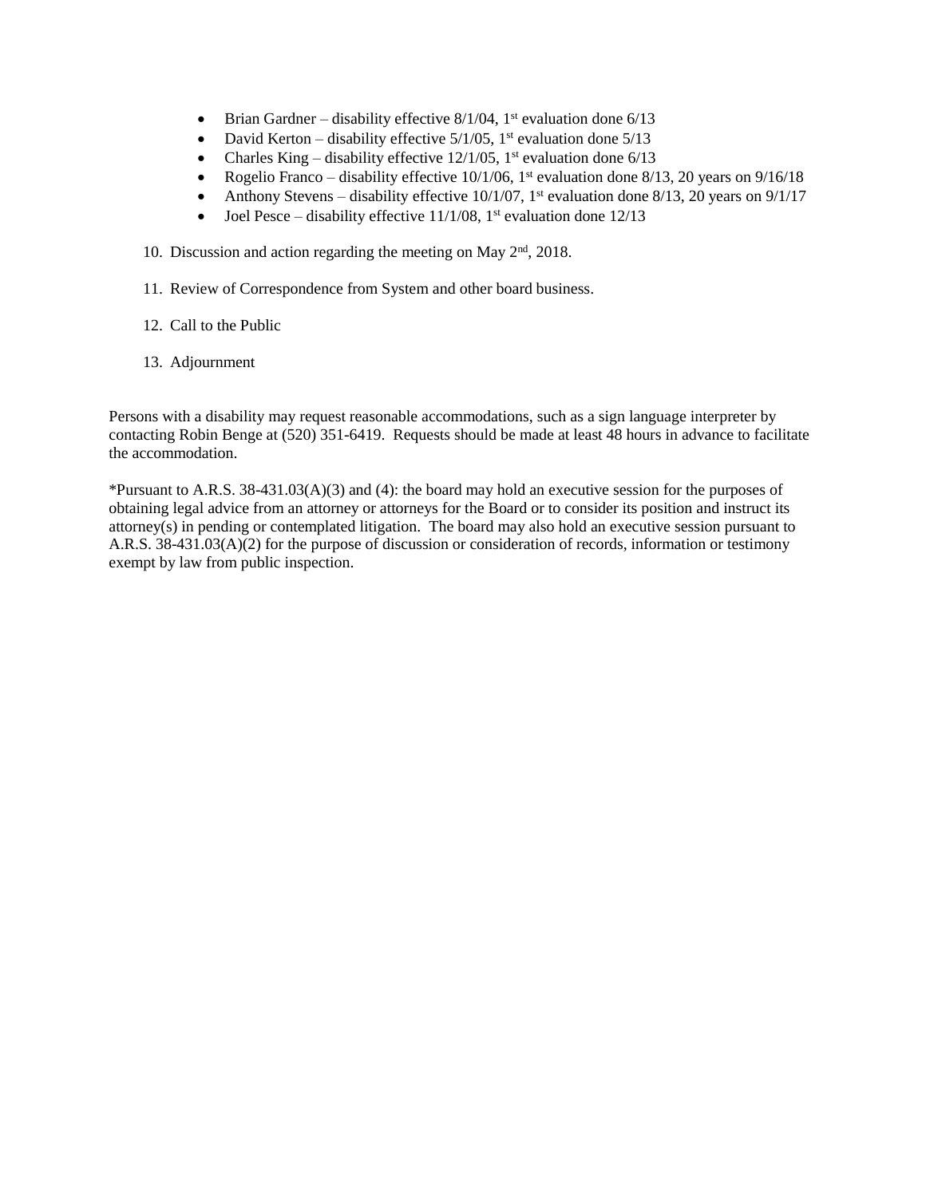- Brian Gardner – disability effective 8/1/04, 1st evaluation done 6/13
- David Kerton – disability effective 5/1/05, 1st evaluation done 5/13
- Charles King – disability effective 12/1/05, 1st evaluation done 6/13
- Rogelio Franco – disability effective 10/1/06, 1st evaluation done 8/13, 20 years on 9/16/18
- Anthony Stevens – disability effective 10/1/07, 1st evaluation done 8/13, 20 years on 9/1/17
- Joel Pesce – disability effective 11/1/08, 1st evaluation done 12/13

10. Discussion and action regarding the meeting on May 2nd, 2018.

11. Review of Correspondence from System and other board business.

12. Call to the Public

13. Adjournment

Persons with a disability may request reasonable accommodations, such as a sign language interpreter by contacting Robin Benge at (520) 351-6419. Requests should be made at least 48 hours in advance to facilitate the accommodation.

*Pursuant to A.R.S. 38-431.03(A)(3) and (4): the board may hold an executive session for the purposes of obtaining legal advice from an attorney or attorneys for the Board or to consider its position and instruct its attorney(s) in pending or contemplated litigation. The board may also hold an executive session pursuant to A.R.S. 38-431.03(A)(2) for the purpose of discussion or consideration of records, information or testimony exempt by law from public inspection.